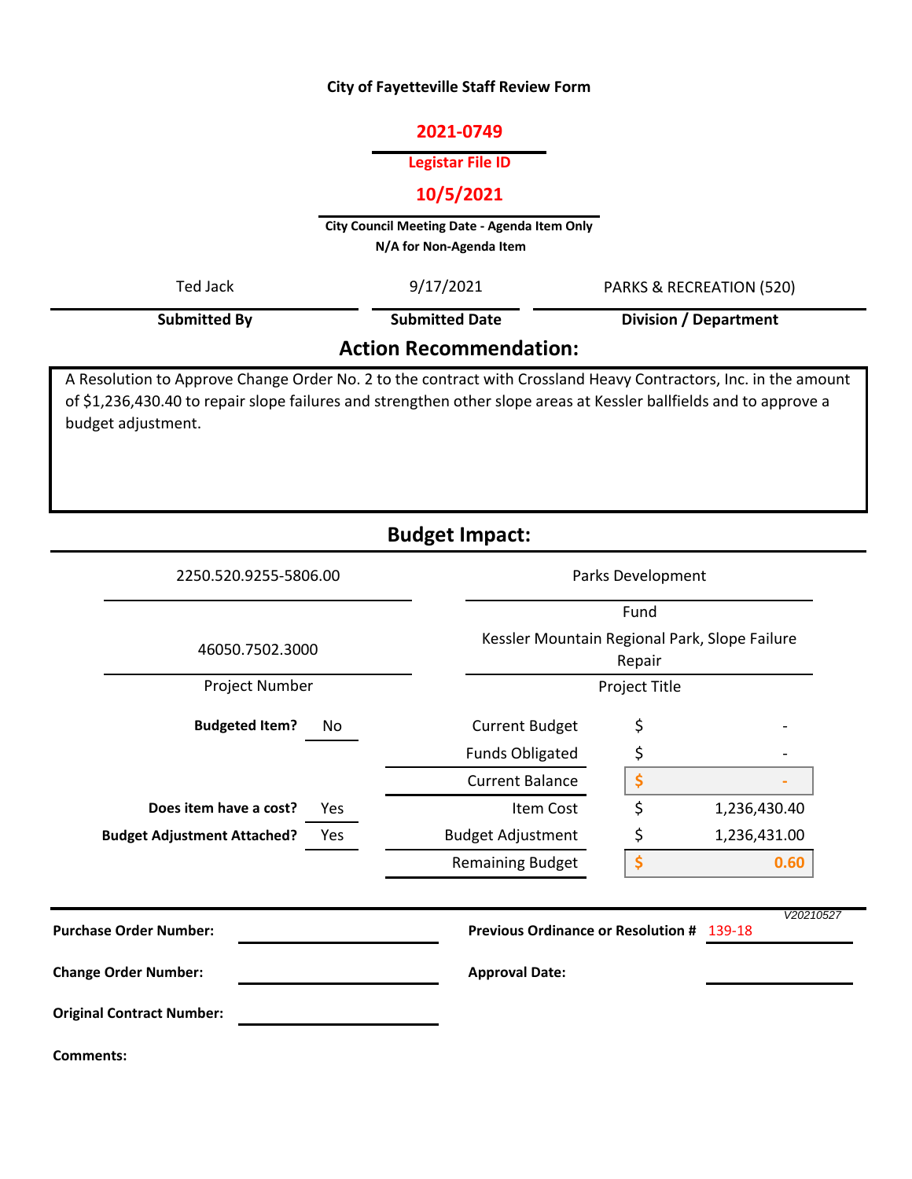**City of Fayetteville Staff Review Form**

**2021-0749**

**Legistar File ID**

**10/5/2021**

**City Council Meeting Date - Agenda Item Only**
**N/A for Non-Agenda Item**

| Submitted By | Submitted Date | Division / Department |
|---|---|---|
| Ted Jack | 9/17/2021 | PARKS & RECREATION (520) |

## Action Recommendation:

A Resolution to Approve Change Order No. 2 to the contract with Crossland Heavy Contractors, Inc. in the amount of $1,236,430.40 to repair slope failures and strengthen other slope areas at Kessler ballfields and to approve a budget adjustment.

## Budget Impact:

| Account Number | Fund |
|---|---|
| 2250.520.9255-5806.00 | Parks Development |

| Project Number | Project Title |
|---|---|
| 46050.7502.3000 | Kessler Mountain Regional Park, Slope Failure Repair |

| | | | |
|---|---|---|---|
| **Budgeted Item?** | No | Current Budget | $ - |
| | | Funds Obligated | $ - |
| | | Current Balance | $ - |
| **Does item have a cost?** | Yes | Item Cost | $ 1,236,430.40 |
| **Budget Adjustment Attached?** | Yes | Budget Adjustment | $ 1,236,431.00 |
| | | Remaining Budget | $ 0.60 |

V20210527

**Purchase Order Number:**

**Previous Ordinance or Resolution #** 139-18

**Change Order Number:**

**Approval Date:**

**Original Contract Number:**

**Comments:**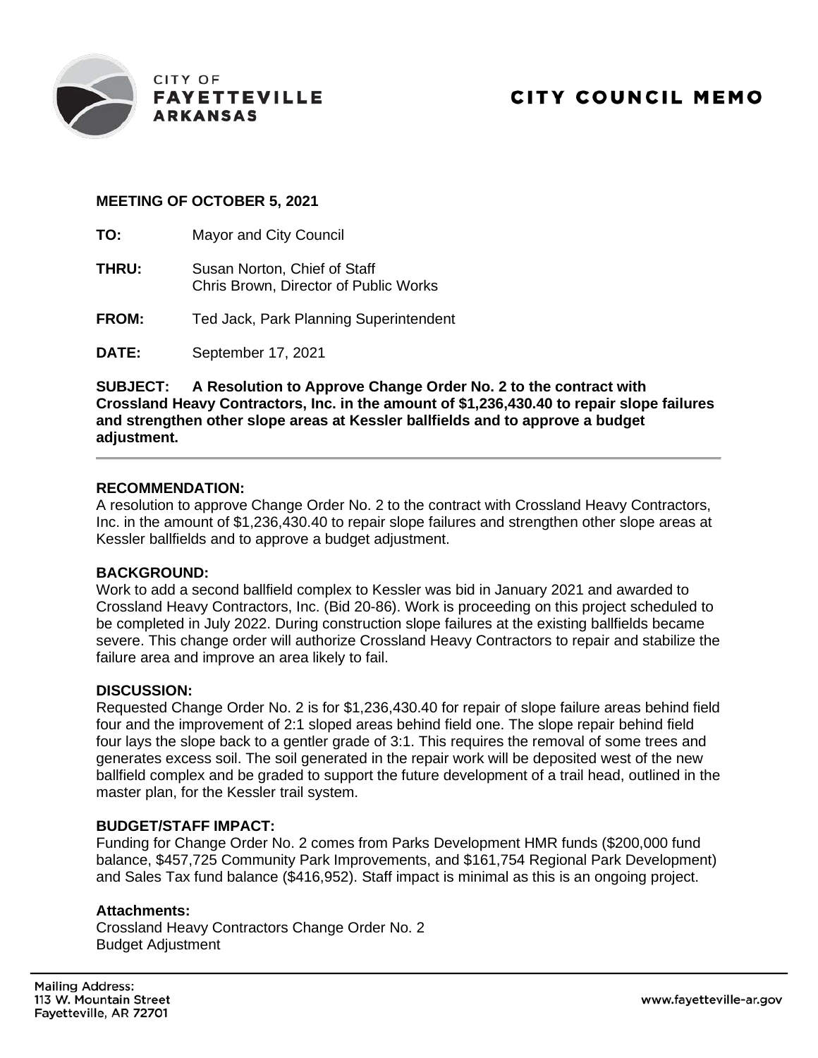CITY OF
**FAYETTEVILLE**
**ARKANSAS**

# CITY COUNCIL MEMO

**MEETING OF OCTOBER 5, 2021**

**TO:** Mayor and City Council

**THRU:** Susan Norton, Chief of Staff
Chris Brown, Director of Public Works

**FROM:** Ted Jack, Park Planning Superintendent

**DATE:** September 17, 2021

**SUBJECT: A Resolution to Approve Change Order No. 2 to the contract with Crossland Heavy Contractors, Inc. in the amount of $1,236,430.40 to repair slope failures and strengthen other slope areas at Kessler ballfields and to approve a budget adjustment.**

---

**RECOMMENDATION:**
A resolution to approve Change Order No. 2 to the contract with Crossland Heavy Contractors, Inc. in the amount of $1,236,430.40 to repair slope failures and strengthen other slope areas at Kessler ballfields and to approve a budget adjustment.

**BACKGROUND:**
Work to add a second ballfield complex to Kessler was bid in January 2021 and awarded to Crossland Heavy Contractors, Inc. (Bid 20-86). Work is proceeding on this project scheduled to be completed in July 2022. During construction slope failures at the existing ballfields became severe. This change order will authorize Crossland Heavy Contractors to repair and stabilize the failure area and improve an area likely to fail.

**DISCUSSION:**
Requested Change Order No. 2 is for $1,236,430.40 for repair of slope failure areas behind field four and the improvement of 2:1 sloped areas behind field one. The slope repair behind field four lays the slope back to a gentler grade of 3:1. This requires the removal of some trees and generates excess soil. The soil generated in the repair work will be deposited west of the new ballfield complex and be graded to support the future development of a trail head, outlined in the master plan, for the Kessler trail system.

**BUDGET/STAFF IMPACT:**
Funding for Change Order No. 2 comes from Parks Development HMR funds ($200,000 fund balance, $457,725 Community Park Improvements, and $161,754 Regional Park Development) and Sales Tax fund balance ($416,952). Staff impact is minimal as this is an ongoing project.

**Attachments:**
Crossland Heavy Contractors Change Order No. 2
Budget Adjustment

Mailing Address:
113 W. Mountain Street
Fayetteville, AR 72701

www.fayetteville-ar.gov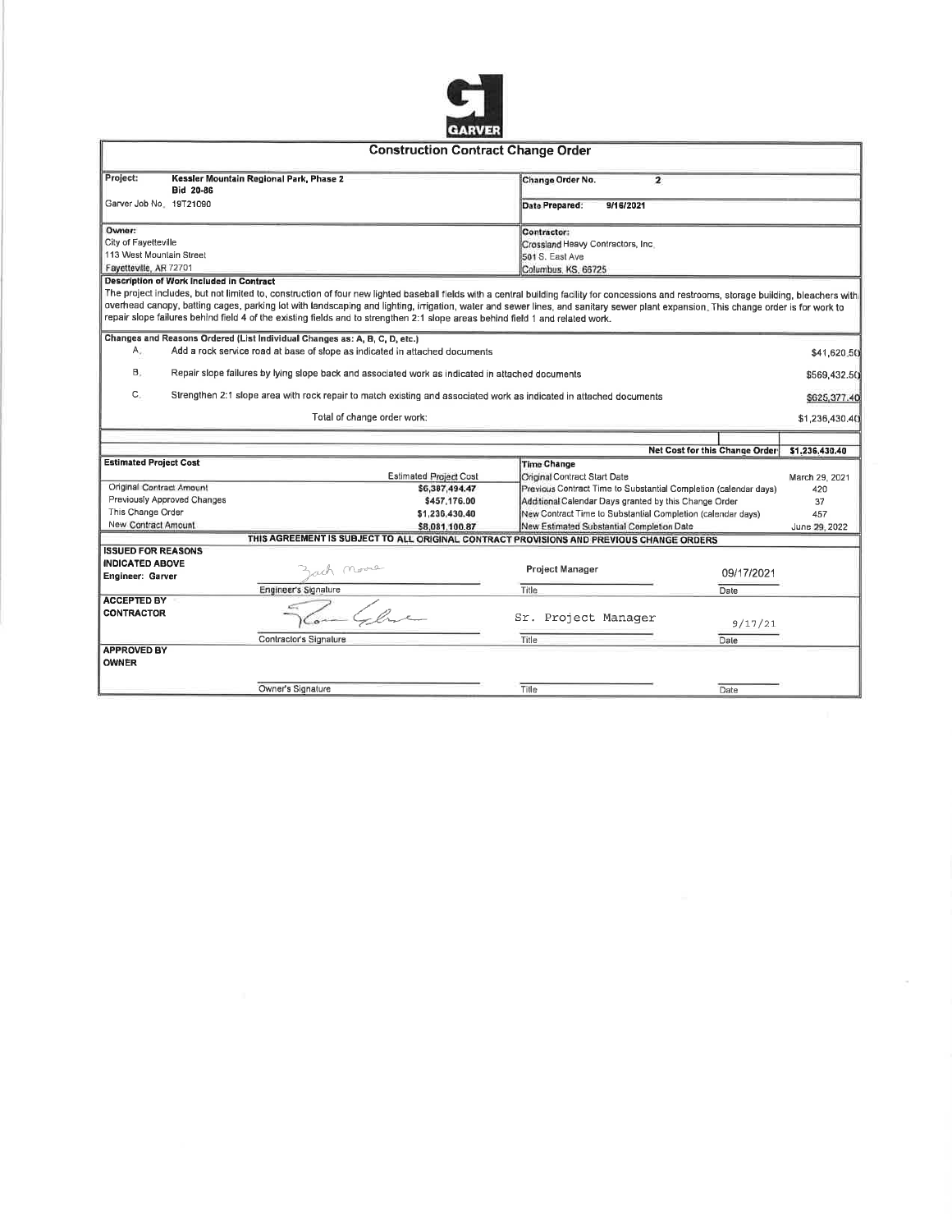GARVER

# Construction Contract Change Order

| | |
|---|---|
| **Project:** Kessler Mountain Regional Park, Phase 2<br>**Bid 20-86**<br>Garver Job No. 19T21090 | **Change Order No.** 2<br>**Date Prepared:** 9/16/2021 |
| **Owner:**<br>City of Fayetteville<br>113 West Mountain Street<br>Fayetteville, AR 72701 | **Contractor:**<br>Crossland Heavy Contractors, Inc.<br>501 S. East Ave<br>Columbus, KS, 66725 |

**Description of Work Included in Contract**

The project includes, but not limited to, construction of four new lighted baseball fields with a central building facility for concessions and restrooms, storage building, bleachers with overhead canopy, batting cages, parking lot with landscaping and lighting, irrigation, water and sewer lines, and sanitary sewer plant expansion. This change order is for work to repair slope failures behind field 4 of the existing fields and to strengthen 2:1 slope areas behind field 1 and related work.

**Changes and Reasons Ordered (List Individual Changes as: A, B, C, D, etc.)**

| | | |
|---|---|---|
| A. | Add a rock service road at base of slope as indicated in attached documents | $41,620.50 |
| B. | Repair slope failures by lying slope back and associated work as indicated in attached documents | $569,432.50 |
| C. | Strengthen 2:1 slope area with rock repair to match existing and associated work as indicated in attached documents | $625,377.40 |
| | Total of change order work: | $1,236,430.40 |

**Net Cost for this Change Order:** $1,236,430.40

| **Estimated Project Cost** | Estimated Project Cost | **Time Change** | |
|---|---|---|---|
| Original Contract Amount | $6,387,494.47 | Original Contract Start Date | March 29, 2021 |
| Previously Approved Changes | $457,176.00 | Previous Contract Time to Substantial Completion (calendar days) | 420 |
| This Change Order | $1,236,430.40 | Additional Calendar Days granted by this Change Order | 37 |
| New Contract Amount | $8,081,100.87 | New Contract Time to Substantial Completion (calendar days) | 457 |
| | | New Estimated Substantial Completion Date | June 29, 2022 |

**THIS AGREEMENT IS SUBJECT TO ALL ORIGINAL CONTRACT PROVISIONS AND PREVIOUS CHANGE ORDERS**

| | Signature | Title | Date |
|---|---|---|---|
| **ISSUED FOR REASONS INDICATED ABOVE**<br>**Engineer: Garver** | Zach Moore<br>Engineer's Signature | Project Manager | 09/17/2021 |
| **ACCEPTED BY CONTRACTOR** | [signature]<br>Contractor's Signature | Sr. Project Manager | 9/17/21 |
| **APPROVED BY OWNER** | Owner's Signature | Title | Date |